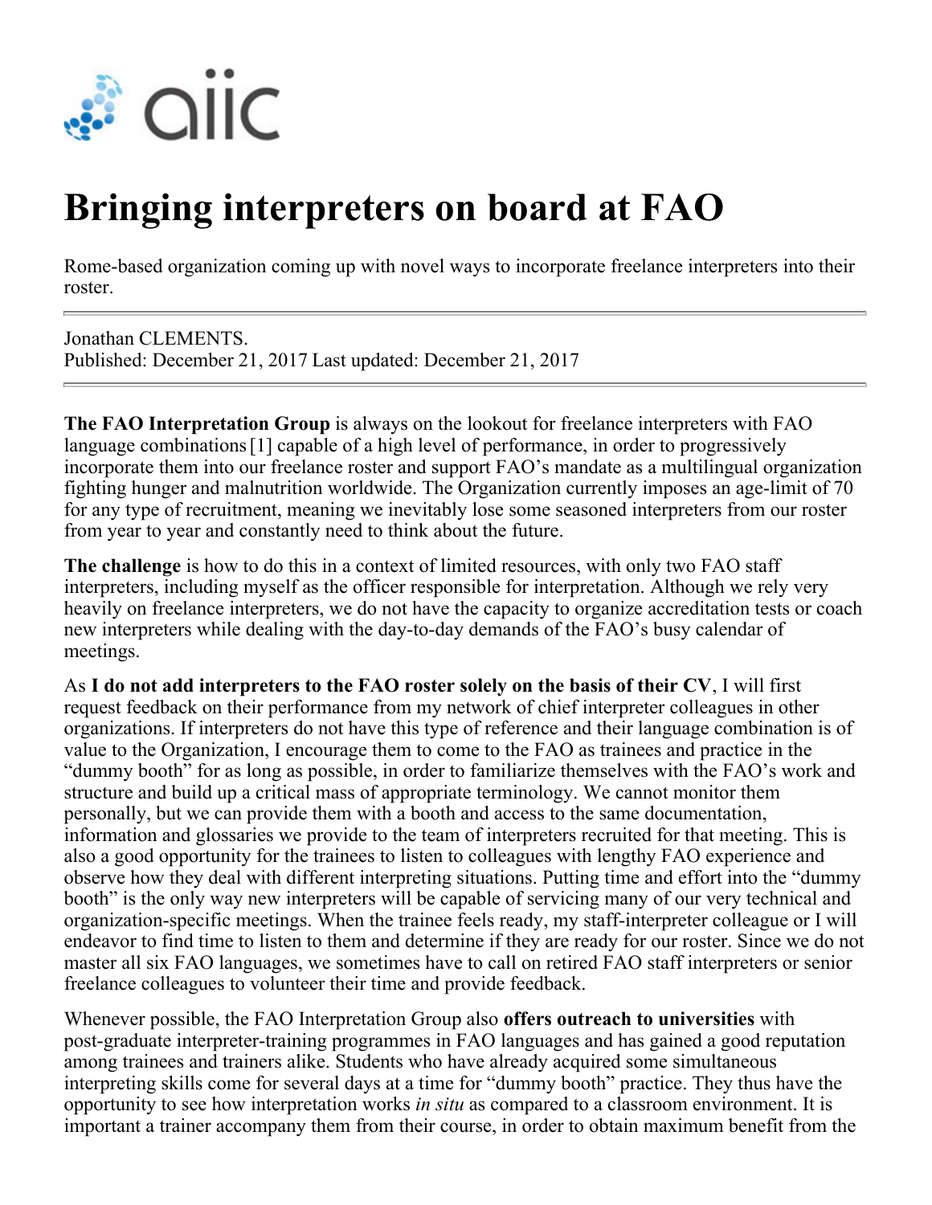# Bringing interpreters on board at FAO

Rome-based organization coming up with novel ways to incorporate freelance interpreters into their roster.

---

Jonathan CLEMENTS.
Published: December 21, 2017 Last updated: December 21, 2017

---

**The FAO Interpretation Group** is always on the lookout for freelance interpreters with FAO language combinations [1] capable of a high level of performance, in order to progressively incorporate them into our freelance roster and support FAO's mandate as a multilingual organization fighting hunger and malnutrition worldwide. The Organization currently imposes an age-limit of 70 for any type of recruitment, meaning we inevitably lose some seasoned interpreters from our roster from year to year and constantly need to think about the future.

**The challenge** is how to do this in a context of limited resources, with only two FAO staff interpreters, including myself as the officer responsible for interpretation. Although we rely very heavily on freelance interpreters, we do not have the capacity to organize accreditation tests or coach new interpreters while dealing with the day-to-day demands of the FAO's busy calendar of meetings.

As **I do not add interpreters to the FAO roster solely on the basis of their CV**, I will first request feedback on their performance from my network of chief interpreter colleagues in other organizations. If interpreters do not have this type of reference and their language combination is of value to the Organization, I encourage them to come to the FAO as trainees and practice in the "dummy booth" for as long as possible, in order to familiarize themselves with the FAO's work and structure and build up a critical mass of appropriate terminology. We cannot monitor them personally, but we can provide them with a booth and access to the same documentation, information and glossaries we provide to the team of interpreters recruited for that meeting. This is also a good opportunity for the trainees to listen to colleagues with lengthy FAO experience and observe how they deal with different interpreting situations. Putting time and effort into the "dummy booth" is the only way new interpreters will be capable of servicing many of our very technical and organization-specific meetings. When the trainee feels ready, my staff-interpreter colleague or I will endeavor to find time to listen to them and determine if they are ready for our roster. Since we do not master all six FAO languages, we sometimes have to call on retired FAO staff interpreters or senior freelance colleagues to volunteer their time and provide feedback.

Whenever possible, the FAO Interpretation Group also **offers outreach to universities** with post-graduate interpreter-training programmes in FAO languages and has gained a good reputation among trainees and trainers alike. Students who have already acquired some simultaneous interpreting skills come for several days at a time for "dummy booth" practice. They thus have the opportunity to see how interpretation works *in situ* as compared to a classroom environment. It is important a trainer accompany them from their course, in order to obtain maximum benefit from the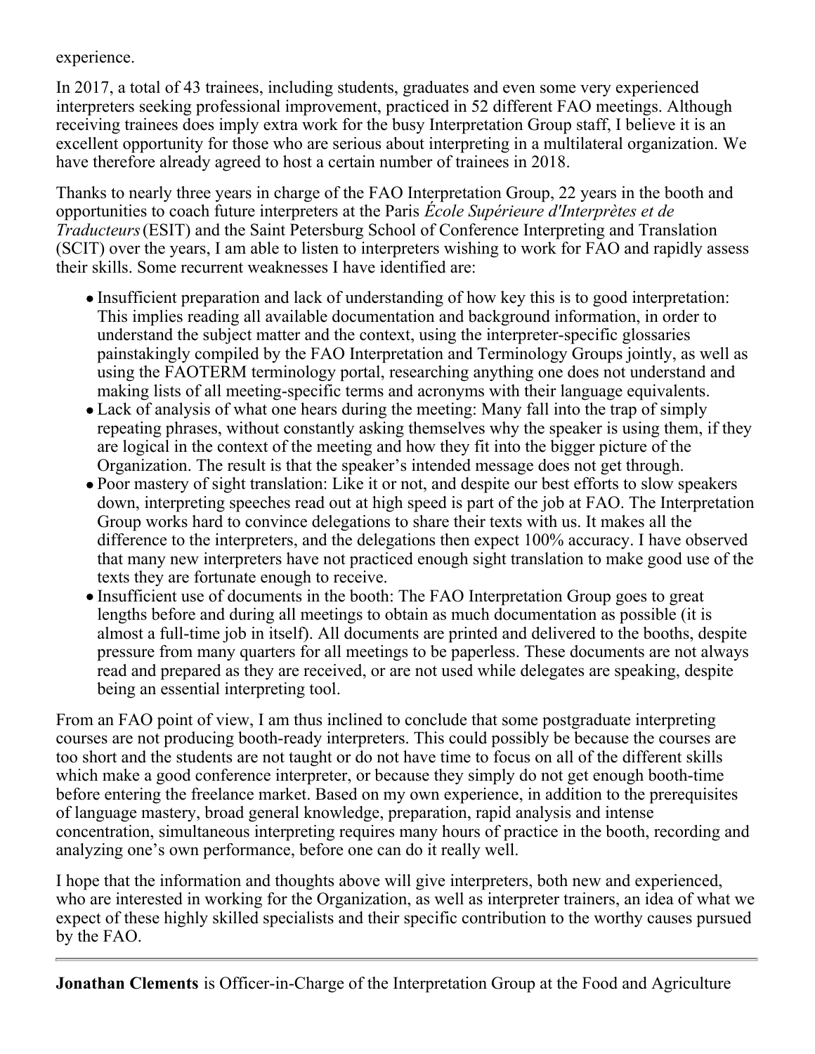experience.

In 2017, a total of 43 trainees, including students, graduates and even some very experienced interpreters seeking professional improvement, practiced in 52 different FAO meetings. Although receiving trainees does imply extra work for the busy Interpretation Group staff, I believe it is an excellent opportunity for those who are serious about interpreting in a multilateral organization. We have therefore already agreed to host a certain number of trainees in 2018.

Thanks to nearly three years in charge of the FAO Interpretation Group, 22 years in the booth and opportunities to coach future interpreters at the Paris *École Supérieure d'Interprètes et de Traducteurs* (ESIT) and the Saint Petersburg School of Conference Interpreting and Translation (SCIT) over the years, I am able to listen to interpreters wishing to work for FAO and rapidly assess their skills. Some recurrent weaknesses I have identified are:

- Insufficient preparation and lack of understanding of how key this is to good interpretation: This implies reading all available documentation and background information, in order to understand the subject matter and the context, using the interpreter-specific glossaries painstakingly compiled by the FAO Interpretation and Terminology Groups jointly, as well as using the FAOTERM terminology portal, researching anything one does not understand and making lists of all meeting-specific terms and acronyms with their language equivalents.
- Lack of analysis of what one hears during the meeting: Many fall into the trap of simply repeating phrases, without constantly asking themselves why the speaker is using them, if they are logical in the context of the meeting and how they fit into the bigger picture of the Organization. The result is that the speaker's intended message does not get through.
- Poor mastery of sight translation: Like it or not, and despite our best efforts to slow speakers down, interpreting speeches read out at high speed is part of the job at FAO. The Interpretation Group works hard to convince delegations to share their texts with us. It makes all the difference to the interpreters, and the delegations then expect 100% accuracy. I have observed that many new interpreters have not practiced enough sight translation to make good use of the texts they are fortunate enough to receive.
- Insufficient use of documents in the booth: The FAO Interpretation Group goes to great lengths before and during all meetings to obtain as much documentation as possible (it is almost a full-time job in itself). All documents are printed and delivered to the booths, despite pressure from many quarters for all meetings to be paperless. These documents are not always read and prepared as they are received, or are not used while delegates are speaking, despite being an essential interpreting tool.

From an FAO point of view, I am thus inclined to conclude that some postgraduate interpreting courses are not producing booth-ready interpreters. This could possibly be because the courses are too short and the students are not taught or do not have time to focus on all of the different skills which make a good conference interpreter, or because they simply do not get enough booth-time before entering the freelance market. Based on my own experience, in addition to the prerequisites of language mastery, broad general knowledge, preparation, rapid analysis and intense concentration, simultaneous interpreting requires many hours of practice in the booth, recording and analyzing one's own performance, before one can do it really well.

I hope that the information and thoughts above will give interpreters, both new and experienced, who are interested in working for the Organization, as well as interpreter trainers, an idea of what we expect of these highly skilled specialists and their specific contribution to the worthy causes pursued by the FAO.

---

**Jonathan Clements** is Officer-in-Charge of the Interpretation Group at the Food and Agriculture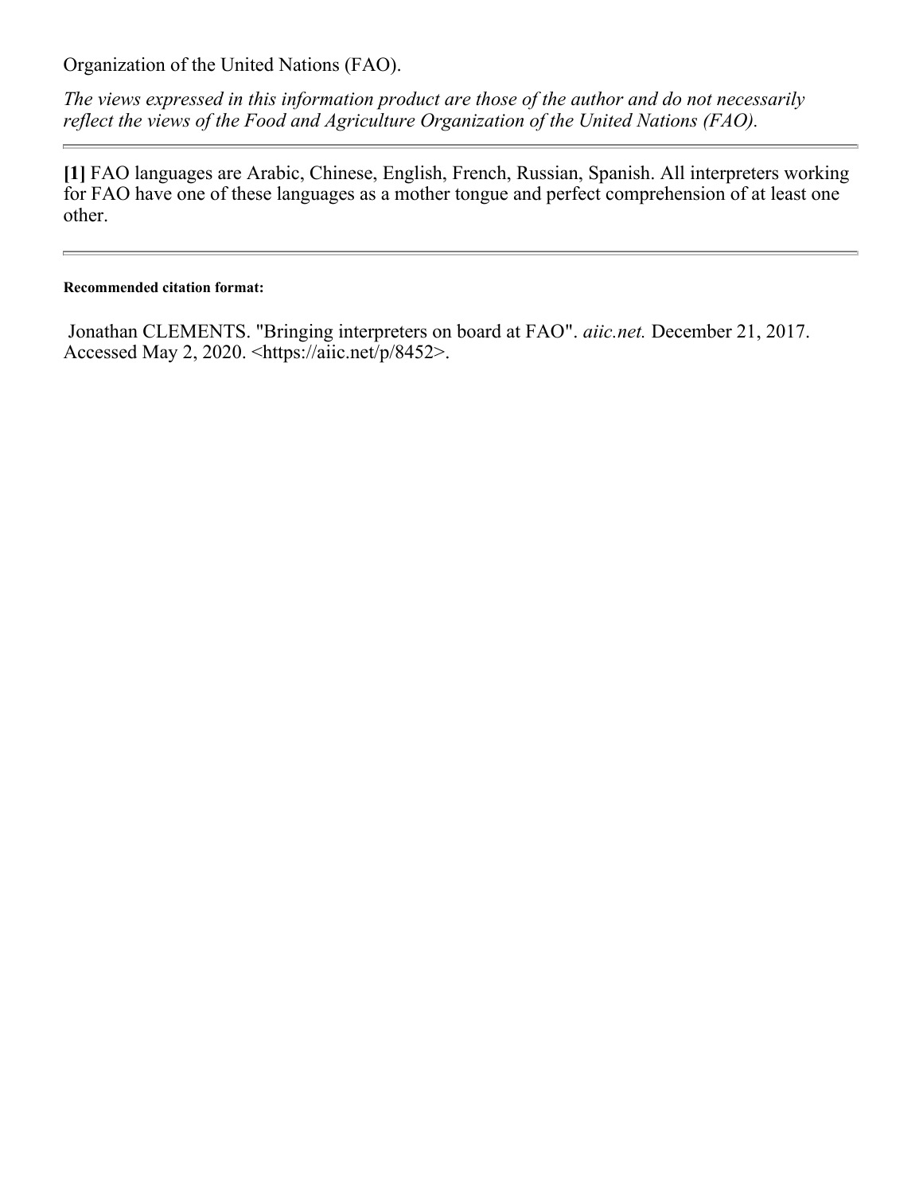Organization of the United Nations (FAO).

*The views expressed in this information product are those of the author and do not necessarily reflect the views of the Food and Agriculture Organization of the United Nations (FAO).*

---

**[1]** FAO languages are Arabic, Chinese, English, French, Russian, Spanish. All interpreters working for FAO have one of these languages as a mother tongue and perfect comprehension of at least one other.

---

**Recommended citation format:**

Jonathan CLEMENTS. "Bringing interpreters on board at FAO". *aiic.net.* December 21, 2017. Accessed May 2, 2020. <https://aiic.net/p/8452>.